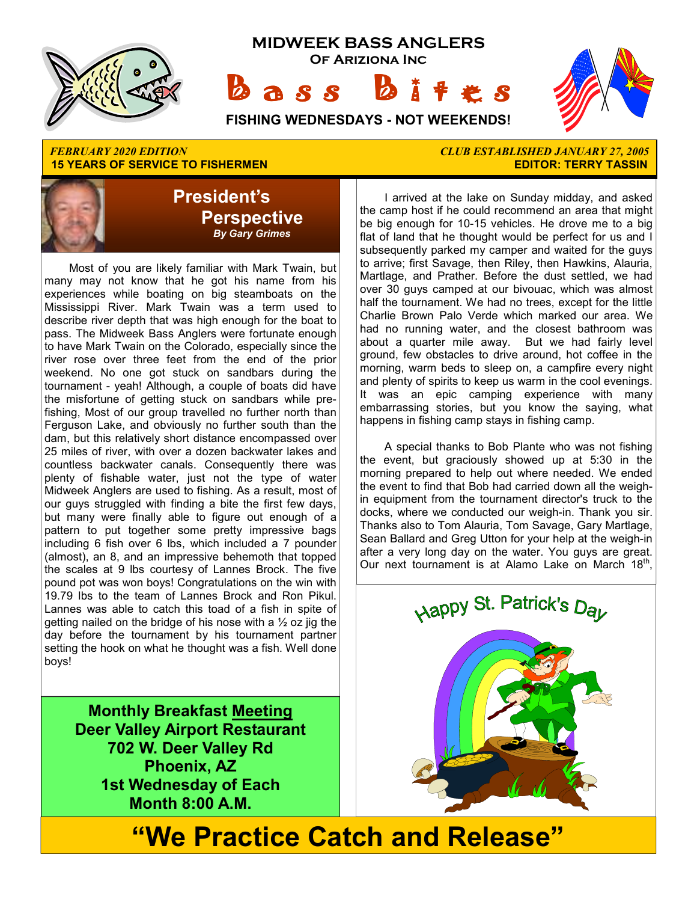# MIDWEEK BASS ANGLERS

**Of Arizona Inc**

# Bass Bites

**FISHING WEDNESDAYS - NOT WEEKENDS!**

*FEBRUARY 2020 EDITION*
**15 YEARS OF SERVICE TO FISHERMEN**

*CLUB ESTABLISHED JANUARY 27, 2005*
**EDITOR: TERRY TASSIN**

## President's Perspective

***By Gary Grimes***

Most of you are likely familiar with Mark Twain, but many may not know that he got his name from his experiences while boating on big steamboats on the Mississippi River. Mark Twain was a term used to describe river depth that was high enough for the boat to pass. The Midweek Bass Anglers were fortunate enough to have Mark Twain on the Colorado, especially since the river rose over three feet from the end of the prior weekend. No one got stuck on sandbars during the tournament - yeah! Although, a couple of boats did have the misfortune of getting stuck on sandbars while pre-fishing, Most of our group travelled no further north than Ferguson Lake, and obviously no further south than the dam, but this relatively short distance encompassed over 25 miles of river, with over a dozen backwater lakes and countless backwater canals. Consequently there was plenty of fishable water, just not the type of water Midweek Anglers are used to fishing. As a result, most of our guys struggled with finding a bite the first few days, but many were finally able to figure out enough of a pattern to put together some pretty impressive bags including 6 fish over 6 lbs, which included a 7 pounder (almost), an 8, and an impressive behemoth that topped the scales at 9 lbs courtesy of Lannes Brock. The five pound pot was won boys! Congratulations on the win with 19.79 lbs to the team of Lannes Brock and Ron Pikul. Lannes was able to catch this toad of a fish in spite of getting nailed on the bridge of his nose with a ½ oz jig the day before the tournament by his tournament partner setting the hook on what he thought was a fish. Well done boys!

I arrived at the lake on Sunday midday, and asked the camp host if he could recommend an area that might be big enough for 10-15 vehicles. He drove me to a big flat of land that he thought would be perfect for us and I subsequently parked my camper and waited for the guys to arrive; first Savage, then Riley, then Hawkins, Alauria, Martlage, and Prather. Before the dust settled, we had over 30 guys camped at our bivouac, which was almost half the tournament. We had no trees, except for the little Charlie Brown Palo Verde which marked our area. We had no running water, and the closest bathroom was about a quarter mile away. But we had fairly level ground, few obstacles to drive around, hot coffee in the morning, warm beds to sleep on, a campfire every night and plenty of spirits to keep us warm in the cool evenings. It was an epic camping experience with many embarrassing stories, but you know the saying, what happens in fishing camp stays in fishing camp.

A special thanks to Bob Plante who was not fishing the event, but graciously showed up at 5:30 in the morning prepared to help out where needed. We ended the event to find that Bob had carried down all the weigh-in equipment from the tournament director's truck to the docks, where we conducted our weigh-in. Thank you sir. Thanks also to Tom Alauria, Tom Savage, Gary Martlage, Sean Ballard and Greg Utton for your help at the weigh-in after a very long day on the water. You guys are great. Our next tournament is at Alamo Lake on March 18th,

**Monthly Breakfast Meeting**
**Deer Valley Airport Restaurant**
**702 W. Deer Valley Rd**
**Phoenix, AZ**
**1st Wednesday of Each Month 8:00 A.M.**

Happy St. Patrick's Day

# "We Practice Catch and Release"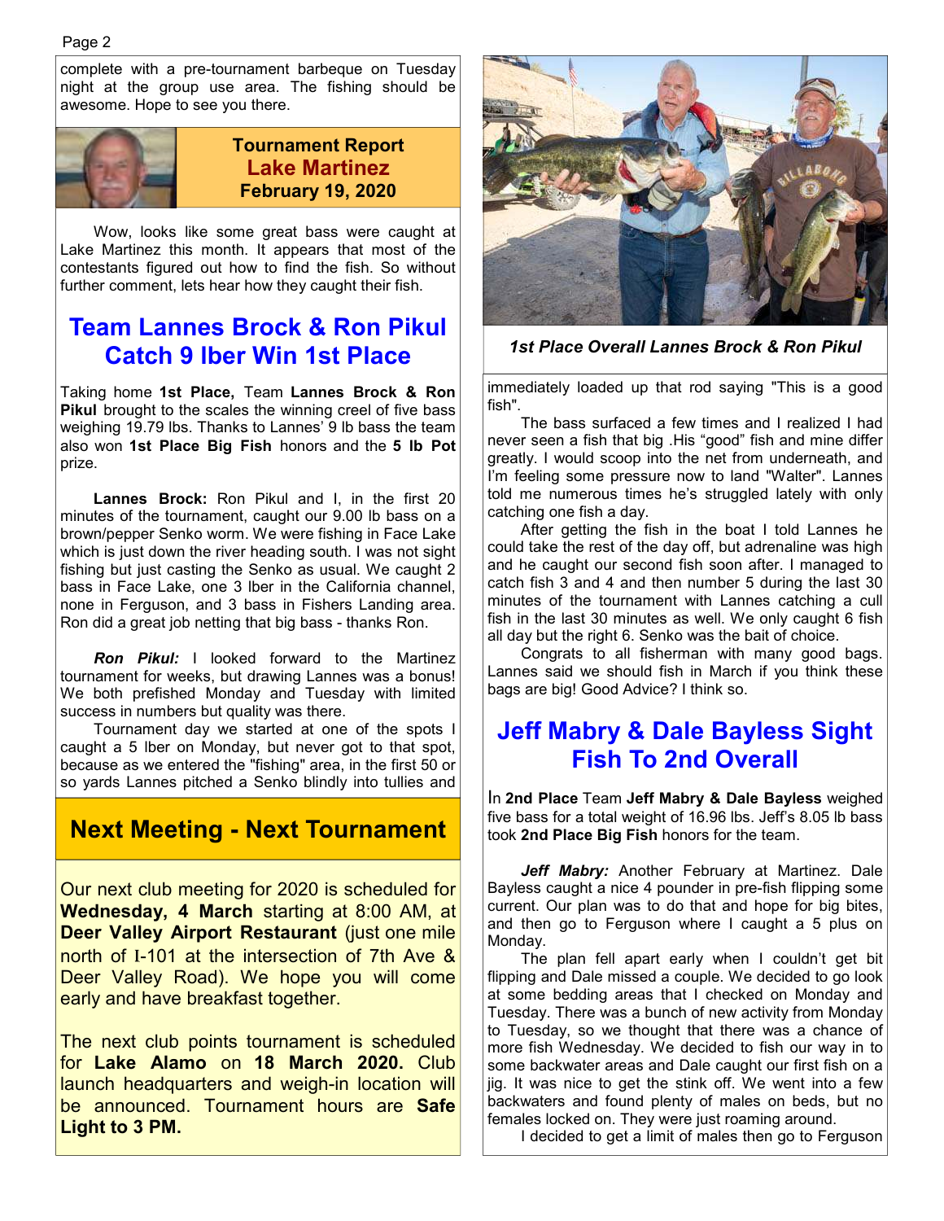complete with a pre-tournament barbeque on Tuesday night at the group use area. The fishing should be awesome. Hope to see you there.

**Tournament Report**
**Lake Martinez**
**February 19, 2020**

Wow, looks like some great bass were caught at Lake Martinez this month. It appears that most of the contestants figured out how to find the fish. So without further comment, lets hear how they caught their fish.

## Team Lannes Brock & Ron Pikul Catch 9 lber Win 1st Place

Taking home **1st Place,** Team **Lannes Brock & Ron Pikul** brought to the scales the winning creel of five bass weighing 19.79 lbs. Thanks to Lannes' 9 lb bass the team also won **1st Place Big Fish** honors and the **5 lb Pot** prize.

**Lannes Brock:** Ron Pikul and I, in the first 20 minutes of the tournament, caught our 9.00 lb bass on a brown/pepper Senko worm. We were fishing in Face Lake which is just down the river heading south. I was not sight fishing but just casting the Senko as usual. We caught 2 bass in Face Lake, one 3 lber in the California channel, none in Ferguson, and 3 bass in Fishers Landing area. Ron did a great job netting that big bass - thanks Ron.

***Ron Pikul:*** I looked forward to the Martinez tournament for weeks, but drawing Lannes was a bonus! We both prefished Monday and Tuesday with limited success in numbers but quality was there.

Tournament day we started at one of the spots I caught a 5 lber on Monday, but never got to that spot, because as we entered the "fishing" area, in the first 50 or so yards Lannes pitched a Senko blindly into tullies and immediately loaded up that rod saying "This is a good fish".

*1st Place Overall Lannes Brock & Ron Pikul*

The bass surfaced a few times and I realized I had never seen a fish that big .His "good" fish and mine differ greatly. I would scoop into the net from underneath, and I'm feeling some pressure now to land "Walter". Lannes told me numerous times he's struggled lately with only catching one fish a day.

After getting the fish in the boat I told Lannes he could take the rest of the day off, but adrenaline was high and he caught our second fish soon after. I managed to catch fish 3 and 4 and then number 5 during the last 30 minutes of the tournament with Lannes catching a cull fish in the last 30 minutes as well. We only caught 6 fish all day but the right 6. Senko was the bait of choice.

Congrats to all fisherman with many good bags. Lannes said we should fish in March if you think these bags are big! Good Advice? I think so.

## Jeff Mabry & Dale Bayless Sight Fish To 2nd Overall

In **2nd Place** Team **Jeff Mabry & Dale Bayless** weighed five bass for a total weight of 16.96 lbs. Jeff's 8.05 lb bass took **2nd Place Big Fish** honors for the team.

***Jeff Mabry:*** Another February at Martinez. Dale Bayless caught a nice 4 pounder in pre-fish flipping some current. Our plan was to do that and hope for big bites, and then go to Ferguson where I caught a 5 plus on Monday.

The plan fell apart early when I couldn't get bit flipping and Dale missed a couple. We decided to go look at some bedding areas that I checked on Monday and Tuesday. There was a bunch of new activity from Monday to Tuesday, so we thought that there was a chance of more fish Wednesday. We decided to fish our way in to some backwater areas and Dale caught our first fish on a jig. It was nice to get the stink off. We went into a few backwaters and found plenty of males on beds, but no females locked on. They were just roaming around.

I decided to get a limit of males then go to Ferguson

## Next Meeting - Next Tournament

Our next club meeting for 2020 is scheduled for **Wednesday, 4 March** starting at 8:00 AM, at **Deer Valley Airport Restaurant** (just one mile north of I-101 at the intersection of 7th Ave & Deer Valley Road). We hope you will come early and have breakfast together.

The next club points tournament is scheduled for **Lake Alamo** on **18 March 2020.** Club launch headquarters and weigh-in location will be announced. Tournament hours are **Safe Light to 3 PM.**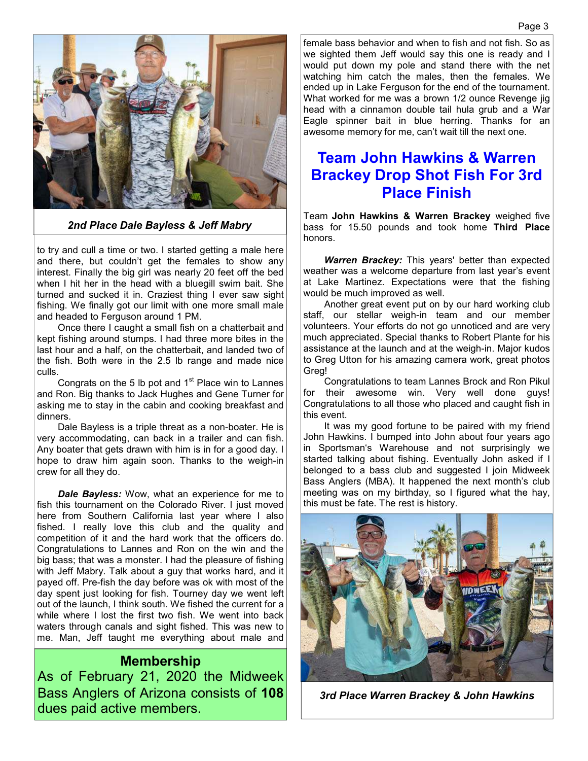*2nd Place Dale Bayless & Jeff Mabry*

to try and cull a time or two. I started getting a male here and there, but couldn't get the females to show any interest. Finally the big girl was nearly 20 feet off the bed when I hit her in the head with a bluegill swim bait. She turned and sucked it in. Craziest thing I ever saw sight fishing. We finally got our limit with one more small male and headed to Ferguson around 1 PM.

Once there I caught a small fish on a chatterbait and kept fishing around stumps. I had three more bites in the last hour and a half, on the chatterbait, and landed two of the fish. Both were in the 2.5 lb range and made nice culls.

Congrats on the 5 lb pot and 1st Place win to Lannes and Ron. Big thanks to Jack Hughes and Gene Turner for asking me to stay in the cabin and cooking breakfast and dinners.

Dale Bayless is a triple threat as a non-boater. He is very accommodating, can back in a trailer and can fish. Any boater that gets drawn with him is in for a good day. I hope to draw him again soon. Thanks to the weigh-in crew for all they do.

***Dale Bayless:*** Wow, what an experience for me to fish this tournament on the Colorado River. I just moved here from Southern California last year where I also fished. I really love this club and the quality and competition of it and the hard work that the officers do. Congratulations to Lannes and Ron on the win and the big bass; that was a monster. I had the pleasure of fishing with Jeff Mabry. Talk about a guy that works hard, and it payed off. Pre-fish the day before was ok with most of the day spent just looking for fish. Tourney day we went left out of the launch, I think south. We fished the current for a while where I lost the first two fish. We went into back waters through canals and sight fished. This was new to me. Man, Jeff taught me everything about male and female bass behavior and when to fish and not fish. So as we sighted them Jeff would say this one is ready and I would put down my pole and stand there with the net watching him catch the males, then the females. We ended up in Lake Ferguson for the end of the tournament. What worked for me was a brown 1/2 ounce Revenge jig head with a cinnamon double tail hula grub and a War Eagle spinner bait in blue herring. Thanks for an awesome memory for me, can't wait till the next one.

## Membership

As of February 21, 2020 the Midweek Bass Anglers of Arizona consists of **108** dues paid active members.

## Team John Hawkins & Warren Brackey Drop Shot Fish For 3rd Place Finish

Team **John Hawkins & Warren Brackey** weighed five bass for 15.50 pounds and took home **Third Place** honors.

***Warren Brackey:*** This years' better than expected weather was a welcome departure from last year's event at Lake Martinez. Expectations were that the fishing would be much improved as well.

Another great event put on by our hard working club staff, our stellar weigh-in team and our member volunteers. Your efforts do not go unnoticed and are very much appreciated. Special thanks to Robert Plante for his assistance at the launch and at the weigh-in. Major kudos to Greg Utton for his amazing camera work, great photos Greg!

Congratulations to team Lannes Brock and Ron Pikul for their awesome win. Very well done guys! Congratulations to all those who placed and caught fish in this event.

It was my good fortune to be paired with my friend John Hawkins. I bumped into John about four years ago in Sportsman's Warehouse and not surprisingly we started talking about fishing. Eventually John asked if I belonged to a bass club and suggested I join Midweek Bass Anglers (MBA). It happened the next month's club meeting was on my birthday, so I figured what the hay, this must be fate. The rest is history.

*3rd Place Warren Brackey & John Hawkins*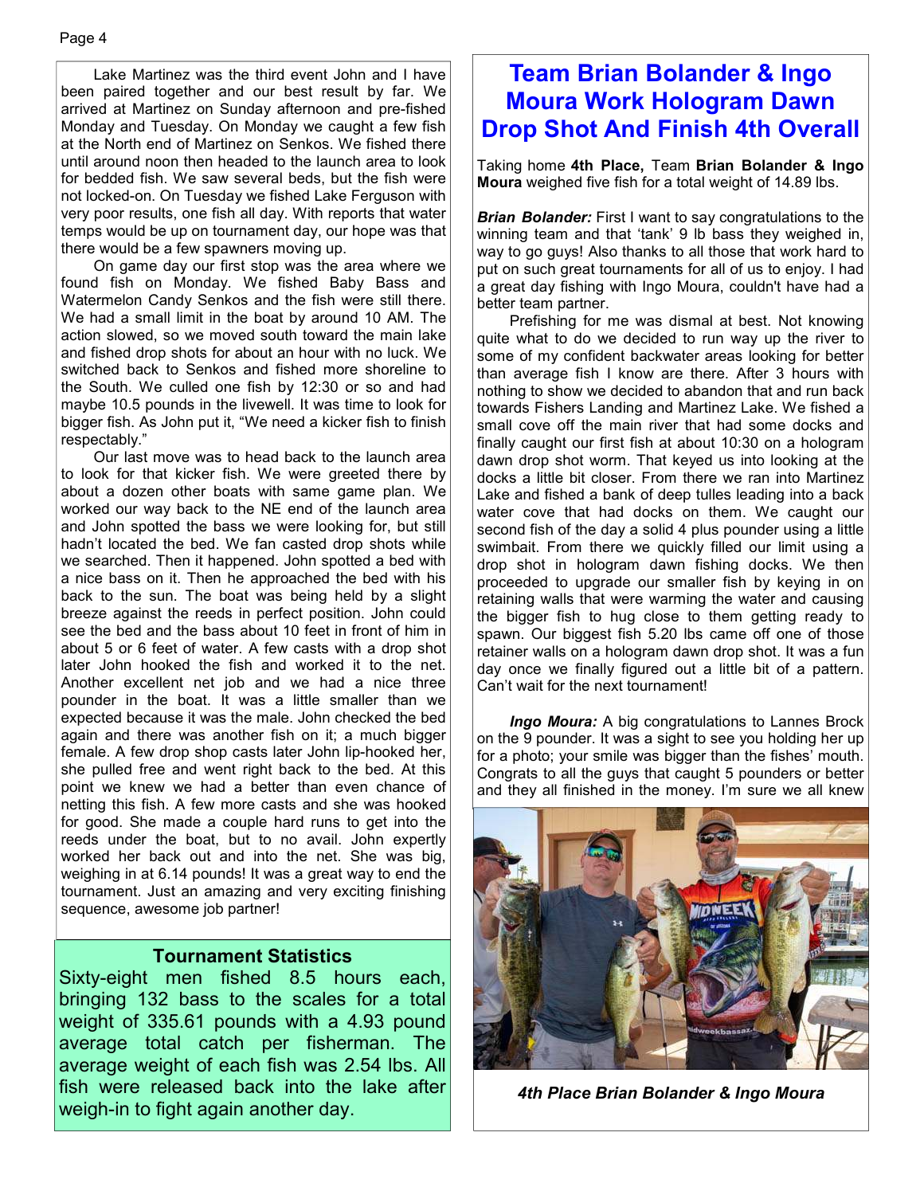Lake Martinez was the third event John and I have been paired together and our best result by far. We arrived at Martinez on Sunday afternoon and pre-fished Monday and Tuesday. On Monday we caught a few fish at the North end of Martinez on Senkos. We fished there until around noon then headed to the launch area to look for bedded fish. We saw several beds, but the fish were not locked-on. On Tuesday we fished Lake Ferguson with very poor results, one fish all day. With reports that water temps would be up on tournament day, our hope was that there would be a few spawners moving up.

On game day our first stop was the area where we found fish on Monday. We fished Baby Bass and Watermelon Candy Senkos and the fish were still there. We had a small limit in the boat by around 10 AM. The action slowed, so we moved south toward the main lake and fished drop shots for about an hour with no luck. We switched back to Senkos and fished more shoreline to the South. We culled one fish by 12:30 or so and had maybe 10.5 pounds in the livewell. It was time to look for bigger fish. As John put it, "We need a kicker fish to finish respectably."

Our last move was to head back to the launch area to look for that kicker fish. We were greeted there by about a dozen other boats with same game plan. We worked our way back to the NE end of the launch area and John spotted the bass we were looking for, but still hadn't located the bed. We fan casted drop shots while we searched. Then it happened. John spotted a bed with a nice bass on it. Then he approached the bed with his back to the sun. The boat was being held by a slight breeze against the reeds in perfect position. John could see the bed and the bass about 10 feet in front of him in about 5 or 6 feet of water. A few casts with a drop shot later John hooked the fish and worked it to the net. Another excellent net job and we had a nice three pounder in the boat. It was a little smaller than we expected because it was the male. John checked the bed again and there was another fish on it; a much bigger female. A few drop shop casts later John lip-hooked her, she pulled free and went right back to the bed. At this point we knew we had a better than even chance of netting this fish. A few more casts and she was hooked for good. She made a couple hard runs to get into the reeds under the boat, but to no avail. John expertly worked her back out and into the net. She was big, weighing in at 6.14 pounds! It was a great way to end the tournament. Just an amazing and very exciting finishing sequence, awesome job partner!

## Tournament Statistics

Sixty-eight men fished 8.5 hours each, bringing 132 bass to the scales for a total weight of 335.61 pounds with a 4.93 pound average total catch per fisherman. The average weight of each fish was 2.54 lbs. All fish were released back into the lake after weigh-in to fight again another day.

# Team Brian Bolander & Ingo Moura Work Hologram Dawn Drop Shot And Finish 4th Overall

Taking home **4th Place,** Team **Brian Bolander & Ingo Moura** weighed five fish for a total weight of 14.89 lbs.

***Brian Bolander:*** First I want to say congratulations to the winning team and that 'tank' 9 lb bass they weighed in, way to go guys! Also thanks to all those that work hard to put on such great tournaments for all of us to enjoy. I had a great day fishing with Ingo Moura, couldn't have had a better team partner.

Prefishing for me was dismal at best. Not knowing quite what to do we decided to run way up the river to some of my confident backwater areas looking for better than average fish I know are there. After 3 hours with nothing to show we decided to abandon that and run back towards Fishers Landing and Martinez Lake. We fished a small cove off the main river that had some docks and finally caught our first fish at about 10:30 on a hologram dawn drop shot worm. That keyed us into looking at the docks a little bit closer. From there we ran into Martinez Lake and fished a bank of deep tulles leading into a back water cove that had docks on them. We caught our second fish of the day a solid 4 plus pounder using a little swimbait. From there we quickly filled our limit using a drop shot in hologram dawn fishing docks. We then proceeded to upgrade our smaller fish by keying in on retaining walls that were warming the water and causing the bigger fish to hug close to them getting ready to spawn. Our biggest fish 5.20 lbs came off one of those retainer walls on a hologram dawn drop shot. It was a fun day once we finally figured out a little bit of a pattern. Can't wait for the next tournament!

***Ingo Moura:*** A big congratulations to Lannes Brock on the 9 pounder. It was a sight to see you holding her up for a photo; your smile was bigger than the fishes' mouth. Congrats to all the guys that caught 5 pounders or better and they all finished in the money. I'm sure we all knew

*4th Place Brian Bolander & Ingo Moura*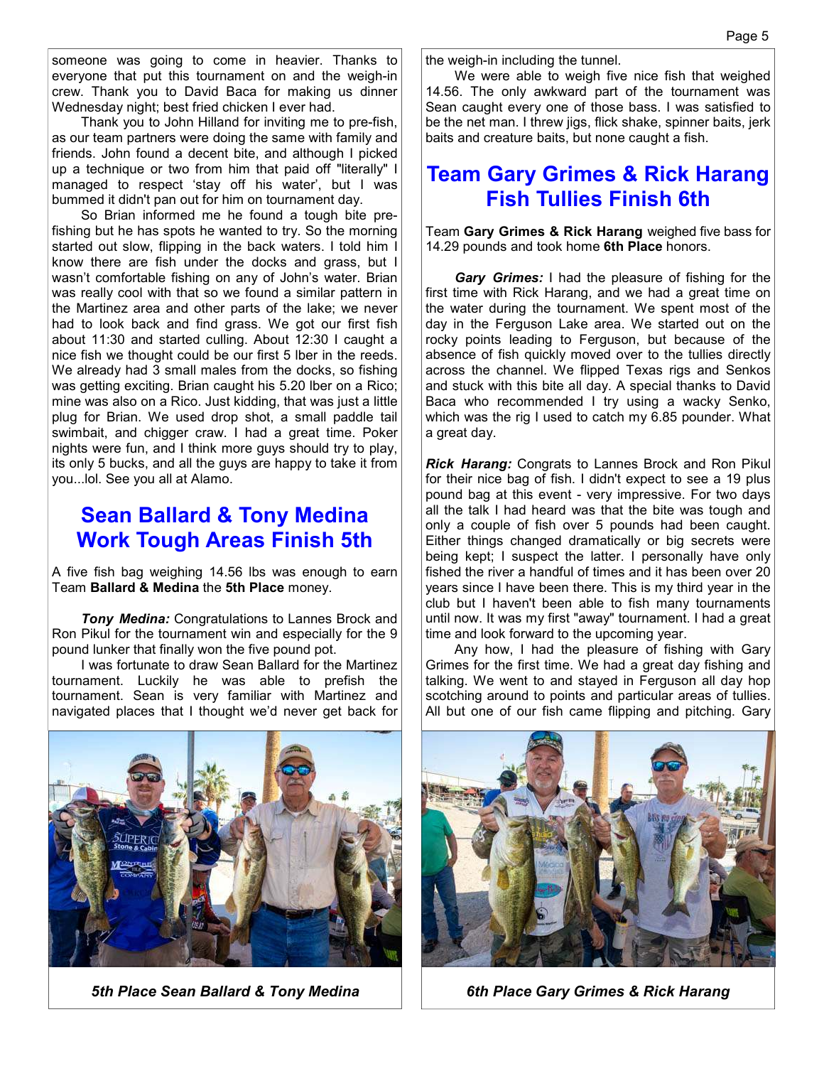someone was going to come in heavier. Thanks to everyone that put this tournament on and the weigh-in crew. Thank you to David Baca for making us dinner Wednesday night; best fried chicken I ever had.

Thank you to John Hilland for inviting me to pre-fish, as our team partners were doing the same with family and friends. John found a decent bite, and although I picked up a technique or two from him that paid off "literally" I managed to respect 'stay off his water', but I was bummed it didn't pan out for him on tournament day.

So Brian informed me he found a tough bite pre-fishing but he has spots he wanted to try. So the morning started out slow, flipping in the back waters. I told him I know there are fish under the docks and grass, but I wasn't comfortable fishing on any of John's water. Brian was really cool with that so we found a similar pattern in the Martinez area and other parts of the lake; we never had to look back and find grass. We got our first fish about 11:30 and started culling. About 12:30 I caught a nice fish we thought could be our first 5 lber in the reeds. We already had 3 small males from the docks, so fishing was getting exciting. Brian caught his 5.20 lber on a Rico; mine was also on a Rico. Just kidding, that was just a little plug for Brian. We used drop shot, a small paddle tail swimbait, and chigger craw. I had a great time. Poker nights were fun, and I think more guys should try to play, its only 5 bucks, and all the guys are happy to take it from you...lol. See you all at Alamo.

## Sean Ballard & Tony Medina Work Tough Areas Finish 5th

A five fish bag weighing 14.56 lbs was enough to earn Team **Ballard & Medina** the **5th Place** money.

***Tony Medina:*** Congratulations to Lannes Brock and Ron Pikul for the tournament win and especially for the 9 pound lunker that finally won the five pound pot.

I was fortunate to draw Sean Ballard for the Martinez tournament. Luckily he was able to prefish the tournament. Sean is very familiar with Martinez and navigated places that I thought we'd never get back for the weigh-in including the tunnel.

We were able to weigh five nice fish that weighed 14.56. The only awkward part of the tournament was Sean caught every one of those bass. I was satisfied to be the net man. I threw jigs, flick shake, spinner baits, jerk baits and creature baits, but none caught a fish.

*5th Place Sean Ballard & Tony Medina*

## Team Gary Grimes & Rick Harang Fish Tullies Finish 6th

Team **Gary Grimes & Rick Harang** weighed five bass for 14.29 pounds and took home **6th Place** honors.

***Gary Grimes:*** I had the pleasure of fishing for the first time with Rick Harang, and we had a great time on the water during the tournament. We spent most of the day in the Ferguson Lake area. We started out on the rocky points leading to Ferguson, but because of the absence of fish quickly moved over to the tullies directly across the channel. We flipped Texas rigs and Senkos and stuck with this bite all day. A special thanks to David Baca who recommended I try using a wacky Senko, which was the rig I used to catch my 6.85 pounder. What a great day.

***Rick Harang:*** Congrats to Lannes Brock and Ron Pikul for their nice bag of fish. I didn't expect to see a 19 plus pound bag at this event - very impressive. For two days all the talk I had heard was that the bite was tough and only a couple of fish over 5 pounds had been caught. Either things changed dramatically or big secrets were being kept; I suspect the latter. I personally have only fished the river a handful of times and it has been over 20 years since I have been there. This is my third year in the club but I haven't been able to fish many tournaments until now. It was my first "away" tournament. I had a great time and look forward to the upcoming year.

Any how, I had the pleasure of fishing with Gary Grimes for the first time. We had a great day fishing and talking. We went to and stayed in Ferguson all day hop scotching around to points and particular areas of tullies. All but one of our fish came flipping and pitching. Gary

*6th Place Gary Grimes & Rick Harang*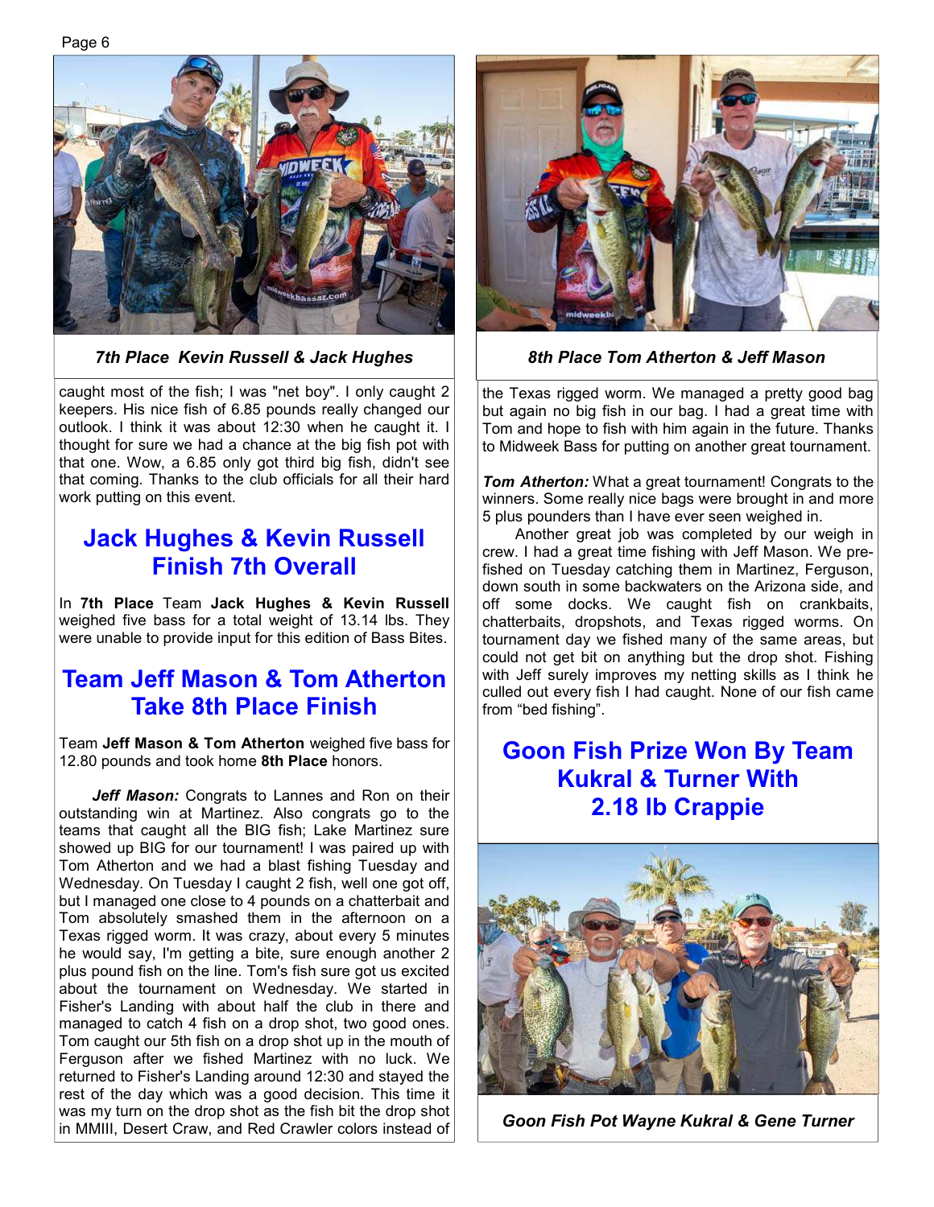*7th Place Kevin Russell & Jack Hughes*

*8th Place Tom Atherton & Jeff Mason*

caught most of the fish; I was "net boy". I only caught 2 keepers. His nice fish of 6.85 pounds really changed our outlook. I think it was about 12:30 when he caught it. I thought for sure we had a chance at the big fish pot with that one. Wow, a 6.85 only got third big fish, didn't see that coming. Thanks to the club officials for all their hard work putting on this event.

## Jack Hughes & Kevin Russell Finish 7th Overall

In **7th Place** Team **Jack Hughes & Kevin Russell** weighed five bass for a total weight of 13.14 lbs. They were unable to provide input for this edition of Bass Bites.

## Team Jeff Mason & Tom Atherton Take 8th Place Finish

Team **Jeff Mason & Tom Atherton** weighed five bass for 12.80 pounds and took home **8th Place** honors.

***Jeff Mason:*** Congrats to Lannes and Ron on their outstanding win at Martinez. Also congrats go to the teams that caught all the BIG fish; Lake Martinez sure showed up BIG for our tournament! I was paired up with Tom Atherton and we had a blast fishing Tuesday and Wednesday. On Tuesday I caught 2 fish, well one got off, but I managed one close to 4 pounds on a chatterbait and Tom absolutely smashed them in the afternoon on a Texas rigged worm. It was crazy, about every 5 minutes he would say, I'm getting a bite, sure enough another 2 plus pound fish on the line. Tom's fish sure got us excited about the tournament on Wednesday. We started in Fisher's Landing with about half the club in there and managed to catch 4 fish on a drop shot, two good ones. Tom caught our 5th fish on a drop shot up in the mouth of Ferguson after we fished Martinez with no luck. We returned to Fisher's Landing around 12:30 and stayed the rest of the day which was a good decision. This time it was my turn on the drop shot as the fish bit the drop shot in MMIII, Desert Craw, and Red Crawler colors instead of the Texas rigged worm. We managed a pretty good bag but again no big fish in our bag. I had a great time with Tom and hope to fish with him again in the future. Thanks to Midweek Bass for putting on another great tournament.

***Tom Atherton:*** What a great tournament! Congrats to the winners. Some really nice bags were brought in and more 5 plus pounders than I have ever seen weighed in.

Another great job was completed by our weigh in crew. I had a great time fishing with Jeff Mason. We pre-fished on Tuesday catching them in Martinez, Ferguson, down south in some backwaters on the Arizona side, and off some docks. We caught fish on crankbaits, chatterbaits, dropshots, and Texas rigged worms. On tournament day we fished many of the same areas, but could not get bit on anything but the drop shot. Fishing with Jeff surely improves my netting skills as I think he culled out every fish I had caught. None of our fish came from "bed fishing".

## Goon Fish Prize Won By Team Kukral & Turner With 2.18 lb Crappie

*Goon Fish Pot Wayne Kukral & Gene Turner*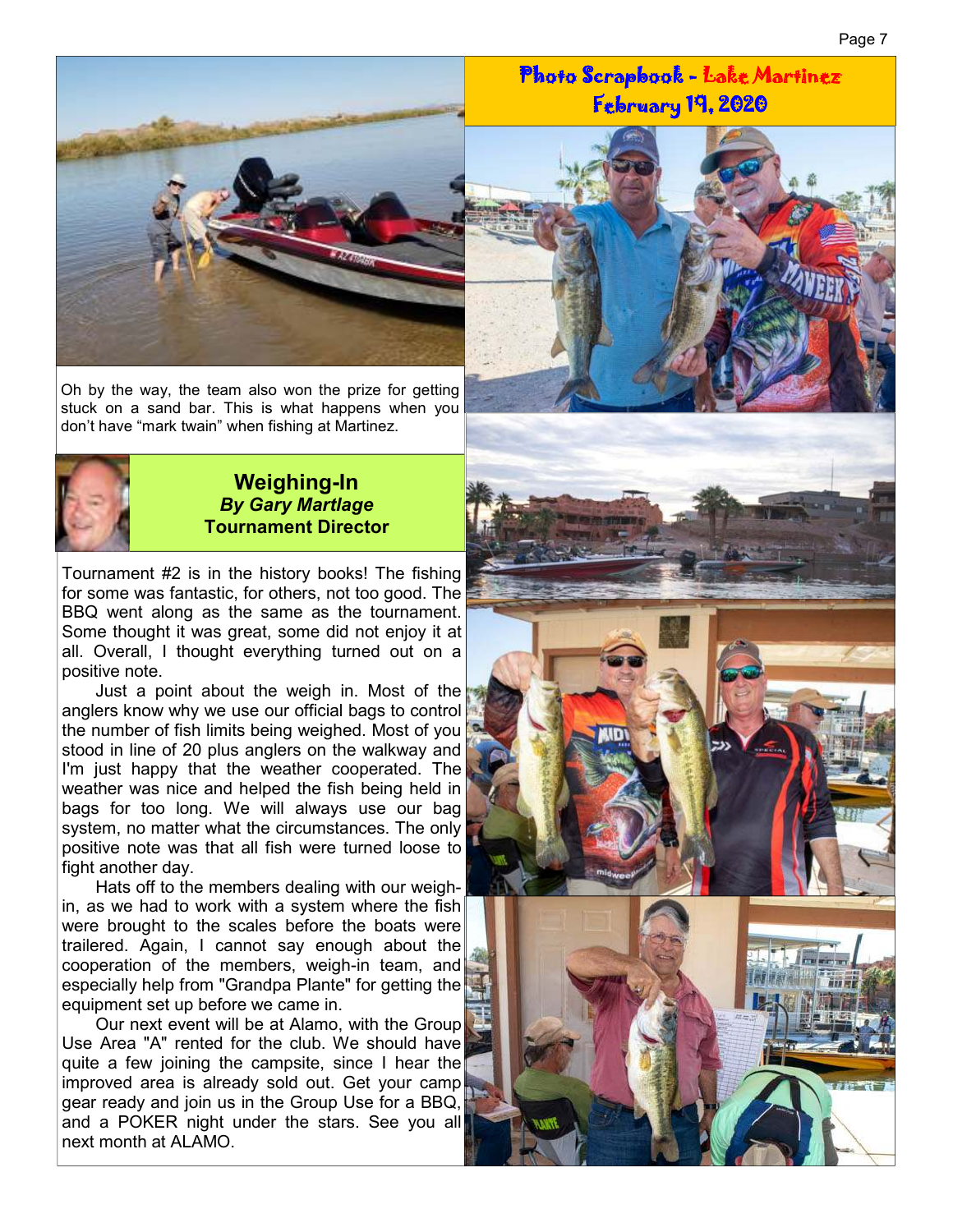## Photo Scrapbook - Lake Martinez February 19, 2020

Oh by the way, the team also won the prize for getting stuck on a sand bar. This is what happens when you don't have "mark twain" when fishing at Martinez.

## Weighing-In

***By Gary Martlage***

**Tournament Director**

Tournament #2 is in the history books! The fishing for some was fantastic, for others, not too good. The BBQ went along as the same as the tournament. Some thought it was great, some did not enjoy it at all. Overall, I thought everything turned out on a positive note.

Just a point about the weigh in. Most of the anglers know why we use our official bags to control the number of fish limits being weighed. Most of you stood in line of 20 plus anglers on the walkway and I'm just happy that the weather cooperated. The weather was nice and helped the fish being held in bags for too long. We will always use our bag system, no matter what the circumstances. The only positive note was that all fish were turned loose to fight another day.

Hats off to the members dealing with our weigh-in, as we had to work with a system where the fish were brought to the scales before the boats were trailered. Again, I cannot say enough about the cooperation of the members, weigh-in team, and especially help from "Grandpa Plante" for getting the equipment set up before we came in.

Our next event will be at Alamo, with the Group Use Area "A" rented for the club. We should have quite a few joining the campsite, since I hear the improved area is already sold out. Get your camp gear ready and join us in the Group Use for a BBQ, and a POKER night under the stars. See you all next month at ALAMO.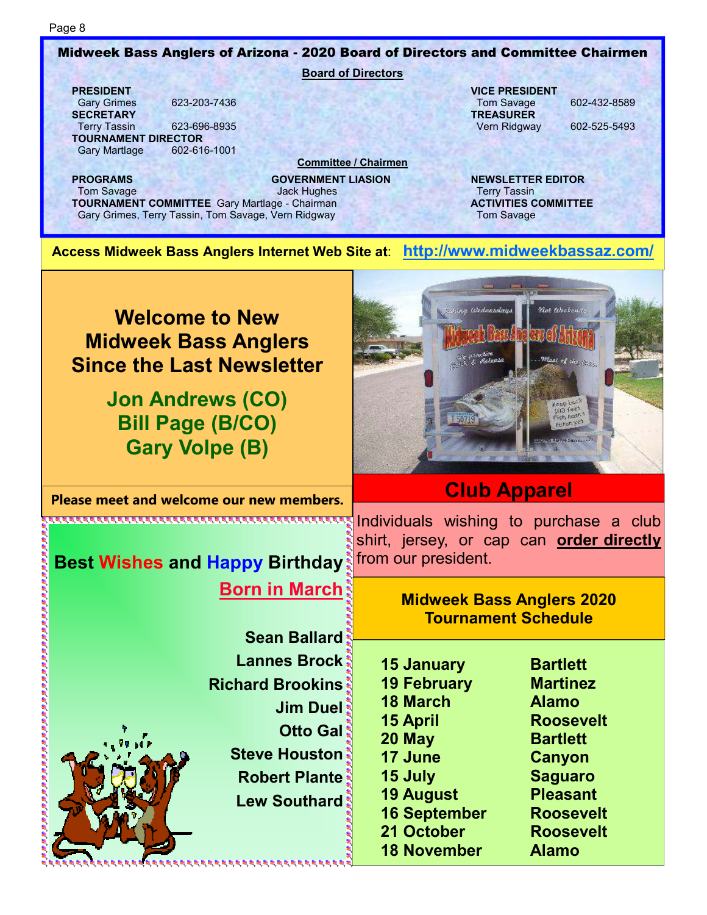## Midweek Bass Anglers of Arizona - 2020 Board of Directors and Committee Chairmen

### Board of Directors

**PRESIDENT**
Gary Grimes 623-203-7436

**VICE PRESIDENT**
Tom Savage 602-432-8589

**SECRETARY**
Terry Tassin 623-696-8935

**TREASURER**
Vern Ridgway 602-525-5493

**TOURNAMENT DIRECTOR**
Gary Martlage 602-616-1001

### Committee / Chairmen

**PROGRAMS**
Tom Savage

**GOVERNMENT LIASION**
Jack Hughes

**NEWSLETTER EDITOR**
Terry Tassin

**TOURNAMENT COMMITTEE** Gary Martlage - Chairman
Gary Grimes, Terry Tassin, Tom Savage, Vern Ridgway

**ACTIVITIES COMMITTEE**
Tom Savage

**Access Midweek Bass Anglers Internet Web Site at**: http://www.midweekbassaz.com/

## Welcome to New Midweek Bass Anglers Since the Last Newsletter

**Jon Andrews (CO)**
**Bill Page (B/CO)**
**Gary Volpe (B)**

**Please meet and welcome our new members.**

## Club Apparel

Individuals wishing to purchase a club shirt, jersey, or cap can **order directly** from our president.

## Best Wishes and Happy Birthday

**Born in March**

- Sean Ballard
- Lannes Brock
- Richard Brookins
- Jim Duel
- Otto Gal
- Steve Houston
- Robert Plante
- Lew Southard

## Midweek Bass Anglers 2020 Tournament Schedule

| | |
|---|---|
| 15 January | Bartlett |
| 19 February | Martinez |
| 18 March | Alamo |
| 15 April | Roosevelt |
| 20 May | Bartlett |
| 17 June | Canyon |
| 15 July | Saguaro |
| 19 August | Pleasant |
| 16 September | Roosevelt |
| 21 October | Roosevelt |
| 18 November | Alamo |